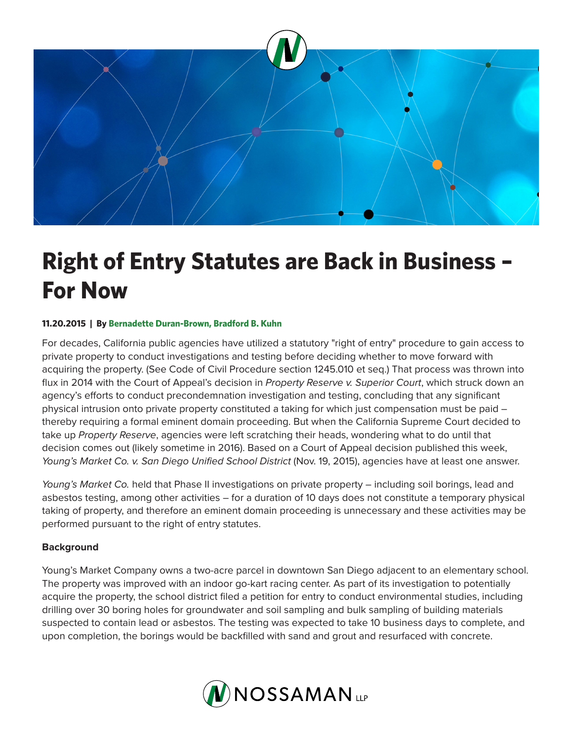# Right of Entry Statutes are Back in Business – For Now

**11.20.2015 | By Bernadette Duran-Brown, Bradford B. Kuhn**

For decades, California public agencies have utilized a statutory "right of entry" procedure to gain access to private property to conduct investigations and testing before deciding whether to move forward with acquiring the property. (See Code of Civil Procedure section 1245.010 et seq.) That process was thrown into flux in 2014 with the Court of Appeal's decision in *Property Reserve v. Superior Court*, which struck down an agency's efforts to conduct precondemnation investigation and testing, concluding that any significant physical intrusion onto private property constituted a taking for which just compensation must be paid – thereby requiring a formal eminent domain proceeding. But when the California Supreme Court decided to take up *Property Reserve*, agencies were left scratching their heads, wondering what to do until that decision comes out (likely sometime in 2016). Based on a Court of Appeal decision published this week, *Young's Market Co. v. San Diego Unified School District* (Nov. 19, 2015), agencies have at least one answer.

*Young's Market Co.* held that Phase II investigations on private property – including soil borings, lead and asbestos testing, among other activities – for a duration of 10 days does not constitute a temporary physical taking of property, and therefore an eminent domain proceeding is unnecessary and these activities may be performed pursuant to the right of entry statutes.

**Background**

Young's Market Company owns a two-acre parcel in downtown San Diego adjacent to an elementary school. The property was improved with an indoor go-kart racing center. As part of its investigation to potentially acquire the property, the school district filed a petition for entry to conduct environmental studies, including drilling over 30 boring holes for groundwater and soil sampling and bulk sampling of building materials suspected to contain lead or asbestos. The testing was expected to take 10 business days to complete, and upon completion, the borings would be backfilled with sand and grout and resurfaced with concrete.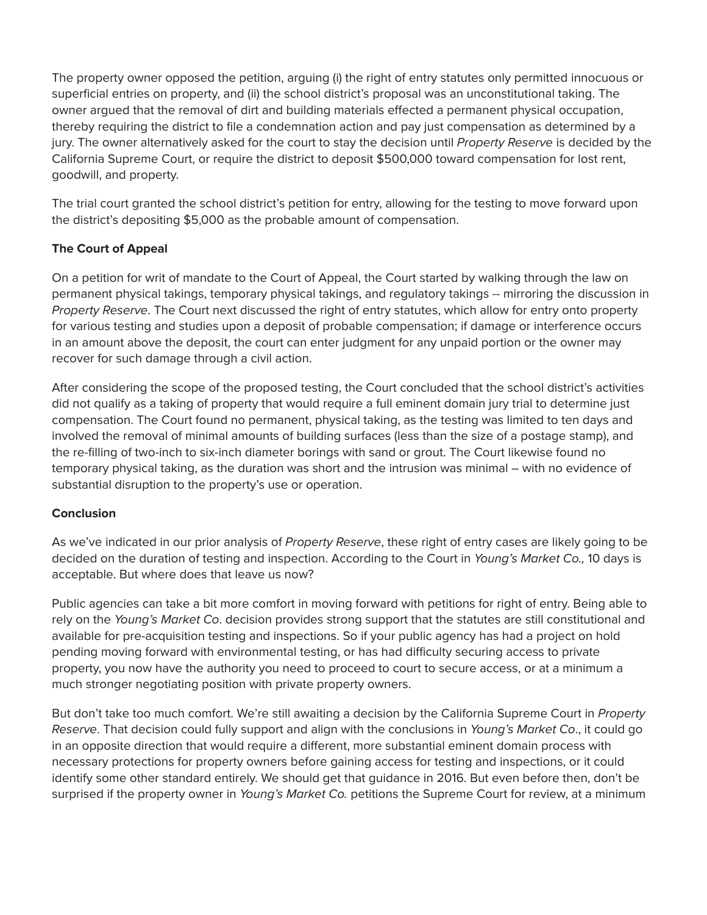The property owner opposed the petition, arguing (i) the right of entry statutes only permitted innocuous or superficial entries on property, and (ii) the school district's proposal was an unconstitutional taking. The owner argued that the removal of dirt and building materials effected a permanent physical occupation, thereby requiring the district to file a condemnation action and pay just compensation as determined by a jury. The owner alternatively asked for the court to stay the decision until *Property Reserve* is decided by the California Supreme Court, or require the district to deposit $500,000 toward compensation for lost rent, goodwill, and property.

The trial court granted the school district's petition for entry, allowing for the testing to move forward upon the district's depositing $5,000 as the probable amount of compensation.

**The Court of Appeal**

On a petition for writ of mandate to the Court of Appeal, the Court started by walking through the law on permanent physical takings, temporary physical takings, and regulatory takings -- mirroring the discussion in *Property Reserve*. The Court next discussed the right of entry statutes, which allow for entry onto property for various testing and studies upon a deposit of probable compensation; if damage or interference occurs in an amount above the deposit, the court can enter judgment for any unpaid portion or the owner may recover for such damage through a civil action.

After considering the scope of the proposed testing, the Court concluded that the school district's activities did not qualify as a taking of property that would require a full eminent domain jury trial to determine just compensation. The Court found no permanent, physical taking, as the testing was limited to ten days and involved the removal of minimal amounts of building surfaces (less than the size of a postage stamp), and the re-filling of two-inch to six-inch diameter borings with sand or grout. The Court likewise found no temporary physical taking, as the duration was short and the intrusion was minimal – with no evidence of substantial disruption to the property's use or operation.

**Conclusion**

As we've indicated in our prior analysis of *Property Reserve*, these right of entry cases are likely going to be decided on the duration of testing and inspection. According to the Court in *Young's Market Co.,* 10 days is acceptable. But where does that leave us now?

Public agencies can take a bit more comfort in moving forward with petitions for right of entry. Being able to rely on the *Young's Market Co*. decision provides strong support that the statutes are still constitutional and available for pre-acquisition testing and inspections. So if your public agency has had a project on hold pending moving forward with environmental testing, or has had difficulty securing access to private property, you now have the authority you need to proceed to court to secure access, or at a minimum a much stronger negotiating position with private property owners.

But don't take too much comfort. We're still awaiting a decision by the California Supreme Court in *Property Reserve*. That decision could fully support and align with the conclusions in *Young's Market Co*., it could go in an opposite direction that would require a different, more substantial eminent domain process with necessary protections for property owners before gaining access for testing and inspections, or it could identify some other standard entirely. We should get that guidance in 2016. But even before then, don't be surprised if the property owner in *Young's Market Co.* petitions the Supreme Court for review, at a minimum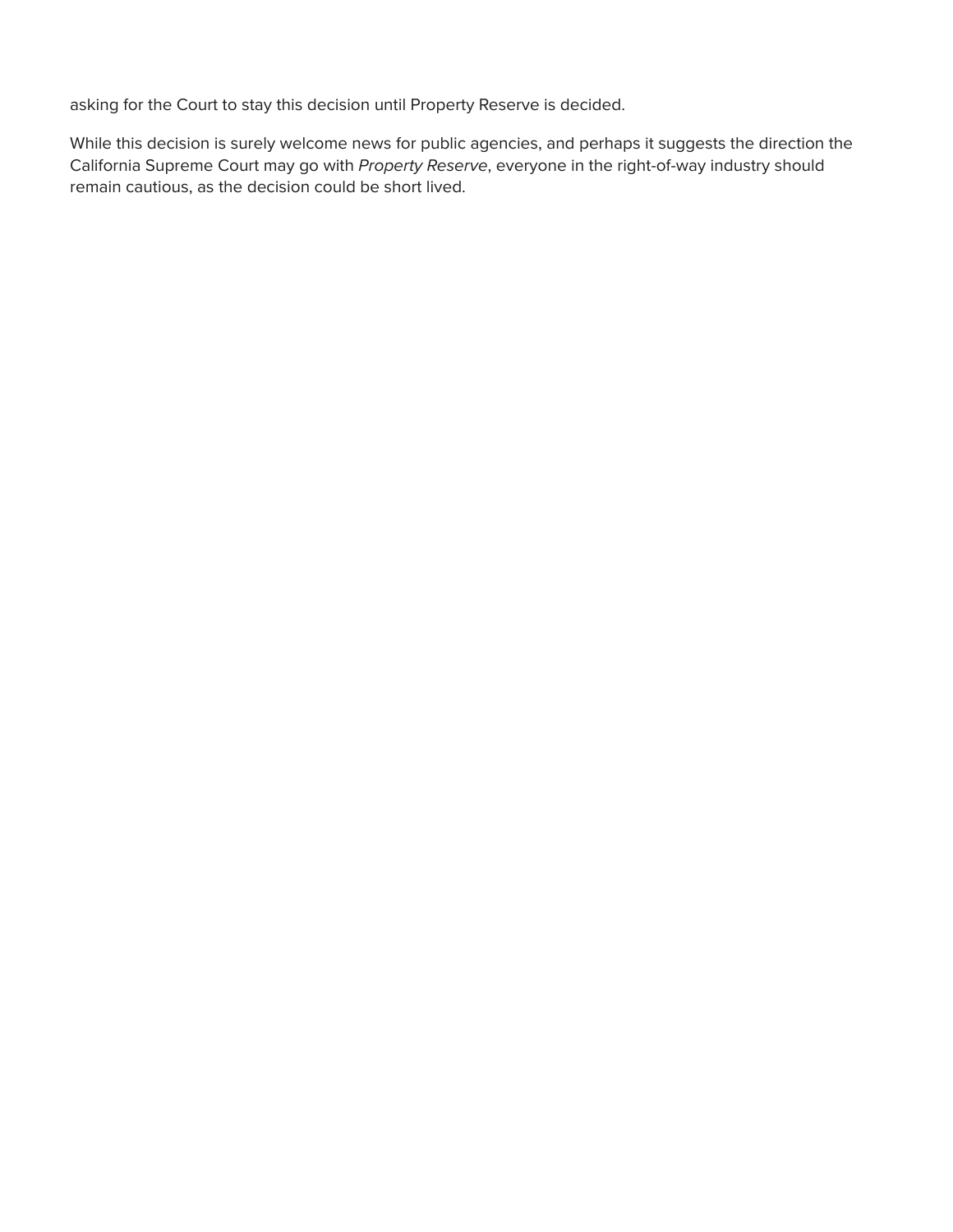asking for the Court to stay this decision until Property Reserve is decided.

While this decision is surely welcome news for public agencies, and perhaps it suggests the direction the California Supreme Court may go with *Property Reserve*, everyone in the right-of-way industry should remain cautious, as the decision could be short lived.